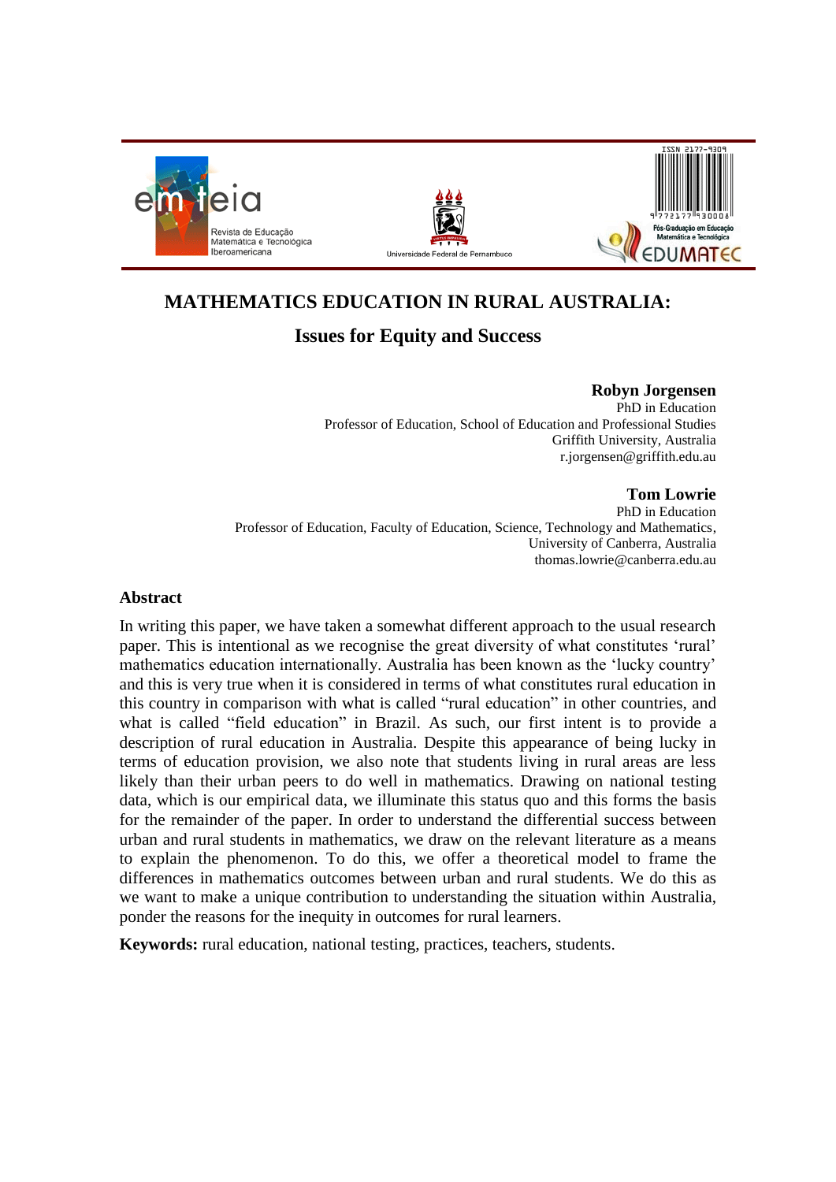# MATHEMATICS EDUCATION IN RURAL AUSTRALIA:

## Issues for Equity and Success

**Robyn Jorgensen**
PhD in Education
Professor of Education, School of Education and Professional Studies
Griffith University, Australia
r.jorgensen@griffith.edu.au

**Tom Lowrie**
PhD in Education
Professor of Education, Faculty of Education, Science, Technology and Mathematics,
University of Canberra, Australia
thomas.lowrie@canberra.edu.au

### Abstract

In writing this paper, we have taken a somewhat different approach to the usual research paper. This is intentional as we recognise the great diversity of what constitutes 'rural' mathematics education internationally. Australia has been known as the 'lucky country' and this is very true when it is considered in terms of what constitutes rural education in this country in comparison with what is called "rural education" in other countries, and what is called "field education" in Brazil. As such, our first intent is to provide a description of rural education in Australia. Despite this appearance of being lucky in terms of education provision, we also note that students living in rural areas are less likely than their urban peers to do well in mathematics. Drawing on national testing data, which is our empirical data, we illuminate this status quo and this forms the basis for the remainder of the paper. In order to understand the differential success between urban and rural students in mathematics, we draw on the relevant literature as a means to explain the phenomenon. To do this, we offer a theoretical model to frame the differences in mathematics outcomes between urban and rural students. We do this as we want to make a unique contribution to understanding the situation within Australia, ponder the reasons for the inequity in outcomes for rural learners.

**Keywords:** rural education, national testing, practices, teachers, students.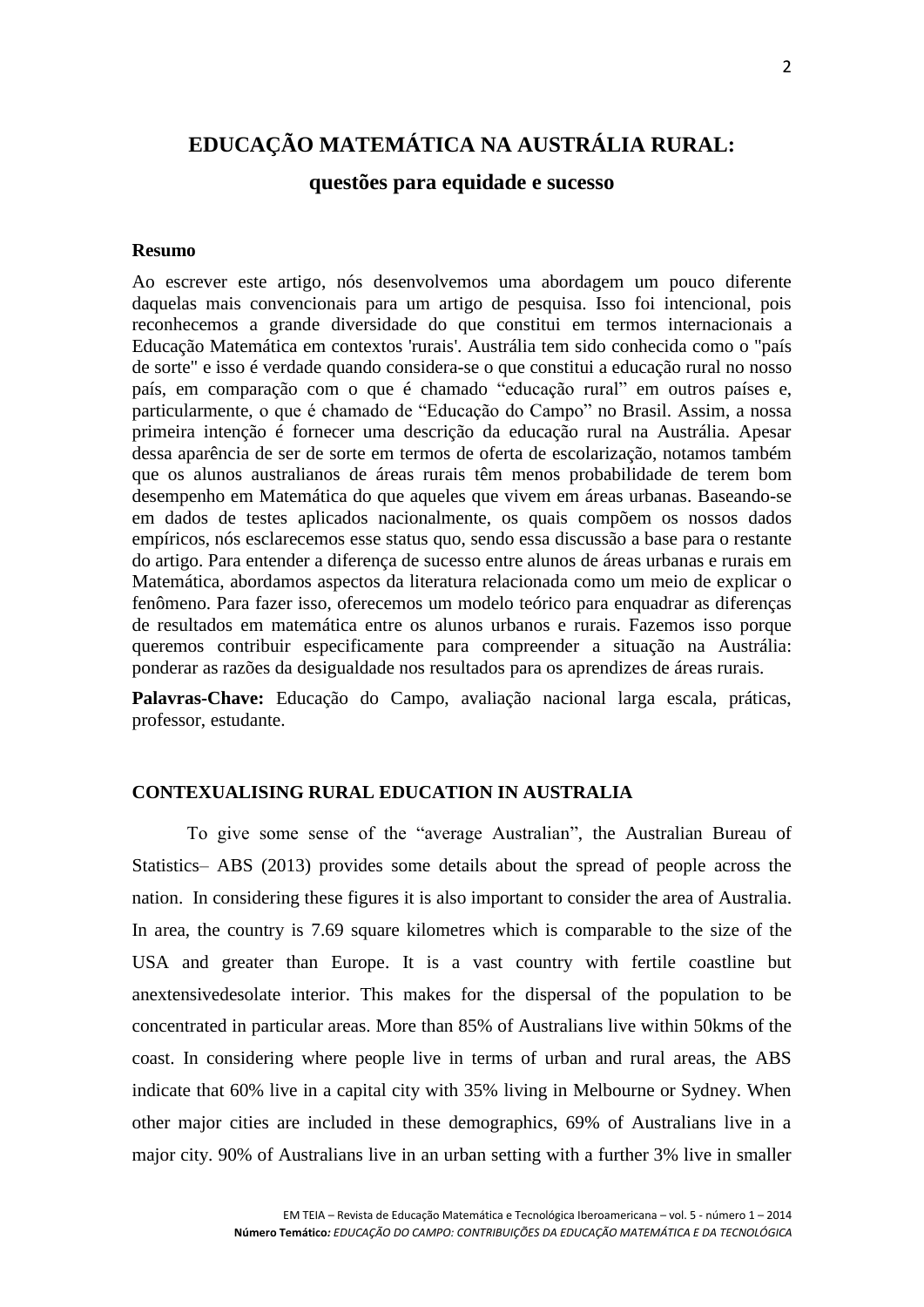# EDUCAÇÃO MATEMÁTICA NA AUSTRÁLIA RURAL:

## questões para equidade e sucesso

**Resumo**

Ao escrever este artigo, nós desenvolvemos uma abordagem um pouco diferente daquelas mais convencionais para um artigo de pesquisa. Isso foi intencional, pois reconhecemos a grande diversidade do que constitui em termos internacionais a Educação Matemática em contextos 'rurais'. Austrália tem sido conhecida como o "país de sorte" e isso é verdade quando considera-se o que constitui a educação rural no nosso país, em comparação com o que é chamado "educação rural" em outros países e, particularmente, o que é chamado de "Educação do Campo" no Brasil. Assim, a nossa primeira intenção é fornecer uma descrição da educação rural na Austrália. Apesar dessa aparência de ser de sorte em termos de oferta de escolarização, notamos também que os alunos australianos de áreas rurais têm menos probabilidade de terem bom desempenho em Matemática do que aqueles que vivem em áreas urbanas. Baseando-se em dados de testes aplicados nacionalmente, os quais compõem os nossos dados empíricos, nós esclarecemos esse status quo, sendo essa discussão a base para o restante do artigo. Para entender a diferença de sucesso entre alunos de áreas urbanas e rurais em Matemática, abordamos aspectos da literatura relacionada como um meio de explicar o fenômeno. Para fazer isso, oferecemos um modelo teórico para enquadrar as diferenças de resultados em matemática entre os alunos urbanos e rurais. Fazemos isso porque queremos contribuir especificamente para compreender a situação na Austrália: ponderar as razões da desigualdade nos resultados para os aprendizes de áreas rurais.

**Palavras-Chave:** Educação do Campo, avaliação nacional larga escala, práticas, professor, estudante.

### CONTEXUALISING RURAL EDUCATION IN AUSTRALIA

To give some sense of the "average Australian", the Australian Bureau of Statistics– ABS (2013) provides some details about the spread of people across the nation. In considering these figures it is also important to consider the area of Australia. In area, the country is 7.69 square kilometres which is comparable to the size of the USA and greater than Europe. It is a vast country with fertile coastline but anextensivedesolate interior. This makes for the dispersal of the population to be concentrated in particular areas. More than 85% of Australians live within 50kms of the coast. In considering where people live in terms of urban and rural areas, the ABS indicate that 60% live in a capital city with 35% living in Melbourne or Sydney. When other major cities are included in these demographics, 69% of Australians live in a major city. 90% of Australians live in an urban setting with a further 3% live in smaller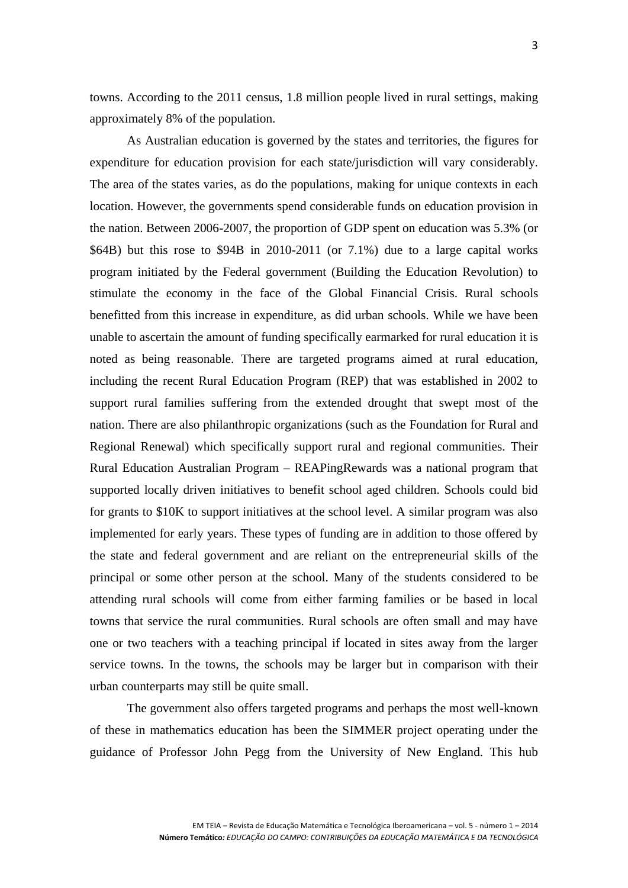towns. According to the 2011 census, 1.8 million people lived in rural settings, making approximately 8% of the population.

As Australian education is governed by the states and territories, the figures for expenditure for education provision for each state/jurisdiction will vary considerably. The area of the states varies, as do the populations, making for unique contexts in each location. However, the governments spend considerable funds on education provision in the nation. Between 2006-2007, the proportion of GDP spent on education was 5.3% (or $64B) but this rose to $94B in 2010-2011 (or 7.1%) due to a large capital works program initiated by the Federal government (Building the Education Revolution) to stimulate the economy in the face of the Global Financial Crisis. Rural schools benefitted from this increase in expenditure, as did urban schools. While we have been unable to ascertain the amount of funding specifically earmarked for rural education it is noted as being reasonable. There are targeted programs aimed at rural education, including the recent Rural Education Program (REP) that was established in 2002 to support rural families suffering from the extended drought that swept most of the nation. There are also philanthropic organizations (such as the Foundation for Rural and Regional Renewal) which specifically support rural and regional communities. Their Rural Education Australian Program – REAPingRewards was a national program that supported locally driven initiatives to benefit school aged children. Schools could bid for grants to $10K to support initiatives at the school level. A similar program was also implemented for early years. These types of funding are in addition to those offered by the state and federal government and are reliant on the entrepreneurial skills of the principal or some other person at the school. Many of the students considered to be attending rural schools will come from either farming families or be based in local towns that service the rural communities. Rural schools are often small and may have one or two teachers with a teaching principal if located in sites away from the larger service towns. In the towns, the schools may be larger but in comparison with their urban counterparts may still be quite small.

The government also offers targeted programs and perhaps the most well-known of these in mathematics education has been the SIMMER project operating under the guidance of Professor John Pegg from the University of New England. This hub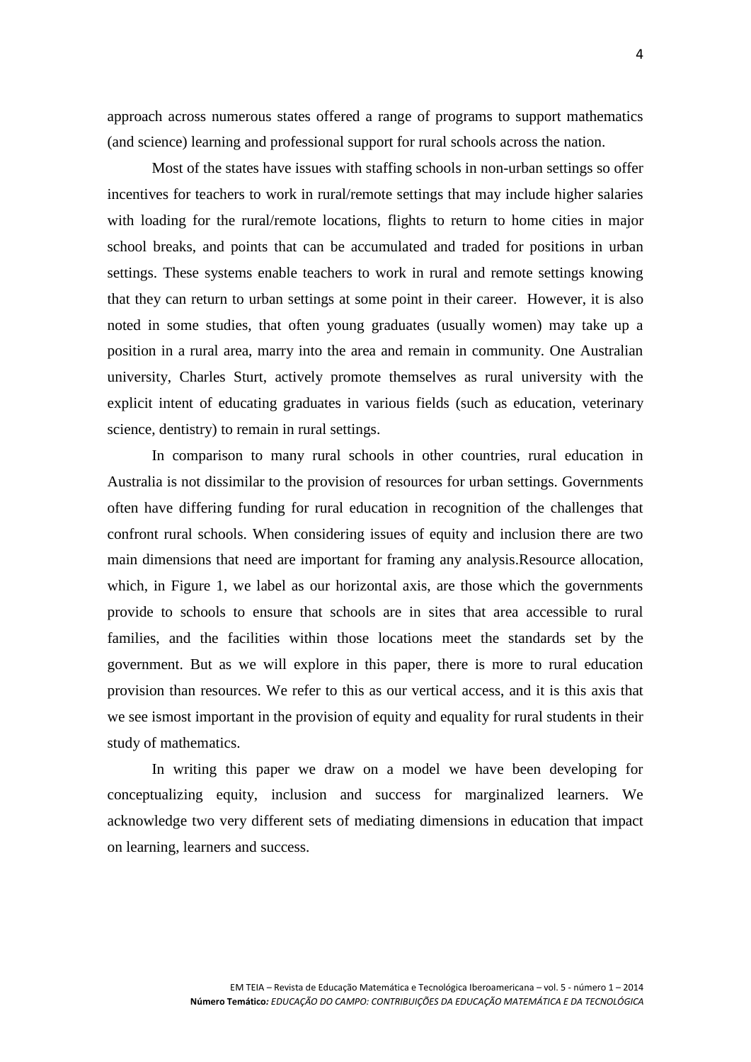approach across numerous states offered a range of programs to support mathematics (and science) learning and professional support for rural schools across the nation.

Most of the states have issues with staffing schools in non-urban settings so offer incentives for teachers to work in rural/remote settings that may include higher salaries with loading for the rural/remote locations, flights to return to home cities in major school breaks, and points that can be accumulated and traded for positions in urban settings. These systems enable teachers to work in rural and remote settings knowing that they can return to urban settings at some point in their career. However, it is also noted in some studies, that often young graduates (usually women) may take up a position in a rural area, marry into the area and remain in community. One Australian university, Charles Sturt, actively promote themselves as rural university with the explicit intent of educating graduates in various fields (such as education, veterinary science, dentistry) to remain in rural settings.

In comparison to many rural schools in other countries, rural education in Australia is not dissimilar to the provision of resources for urban settings. Governments often have differing funding for rural education in recognition of the challenges that confront rural schools. When considering issues of equity and inclusion there are two main dimensions that need are important for framing any analysis.Resource allocation, which, in Figure 1, we label as our horizontal axis, are those which the governments provide to schools to ensure that schools are in sites that area accessible to rural families, and the facilities within those locations meet the standards set by the government. But as we will explore in this paper, there is more to rural education provision than resources. We refer to this as our vertical access, and it is this axis that we see ismost important in the provision of equity and equality for rural students in their study of mathematics.

In writing this paper we draw on a model we have been developing for conceptualizing equity, inclusion and success for marginalized learners. We acknowledge two very different sets of mediating dimensions in education that impact on learning, learners and success.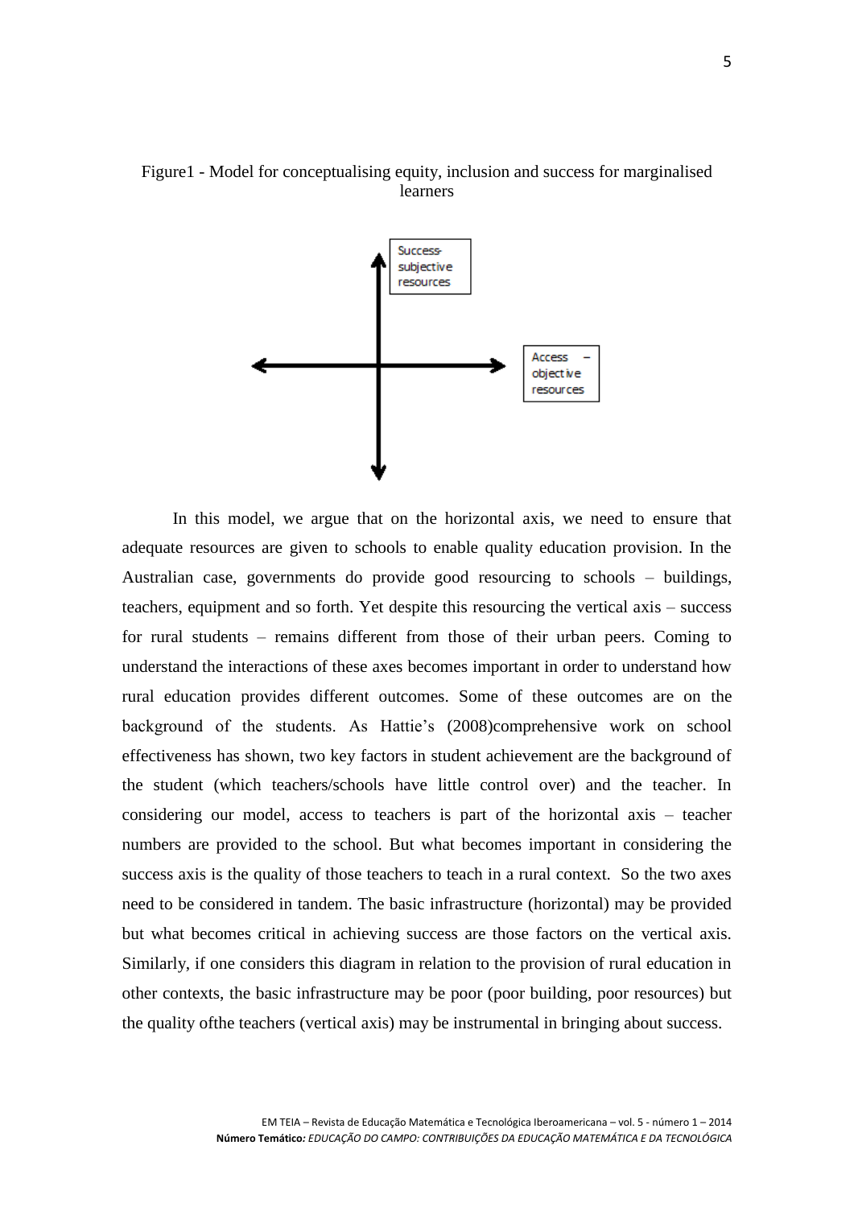Figure1 - Model for conceptualising equity, inclusion and success for marginalised learners

Success-subjective resources

Access – objective resources

In this model, we argue that on the horizontal axis, we need to ensure that adequate resources are given to schools to enable quality education provision. In the Australian case, governments do provide good resourcing to schools – buildings, teachers, equipment and so forth. Yet despite this resourcing the vertical axis – success for rural students – remains different from those of their urban peers. Coming to understand the interactions of these axes becomes important in order to understand how rural education provides different outcomes. Some of these outcomes are on the background of the students. As Hattie's (2008)comprehensive work on school effectiveness has shown, two key factors in student achievement are the background of the student (which teachers/schools have little control over) and the teacher. In considering our model, access to teachers is part of the horizontal axis – teacher numbers are provided to the school. But what becomes important in considering the success axis is the quality of those teachers to teach in a rural context. So the two axes need to be considered in tandem. The basic infrastructure (horizontal) may be provided but what becomes critical in achieving success are those factors on the vertical axis. Similarly, if one considers this diagram in relation to the provision of rural education in other contexts, the basic infrastructure may be poor (poor building, poor resources) but the quality ofthe teachers (vertical axis) may be instrumental in bringing about success.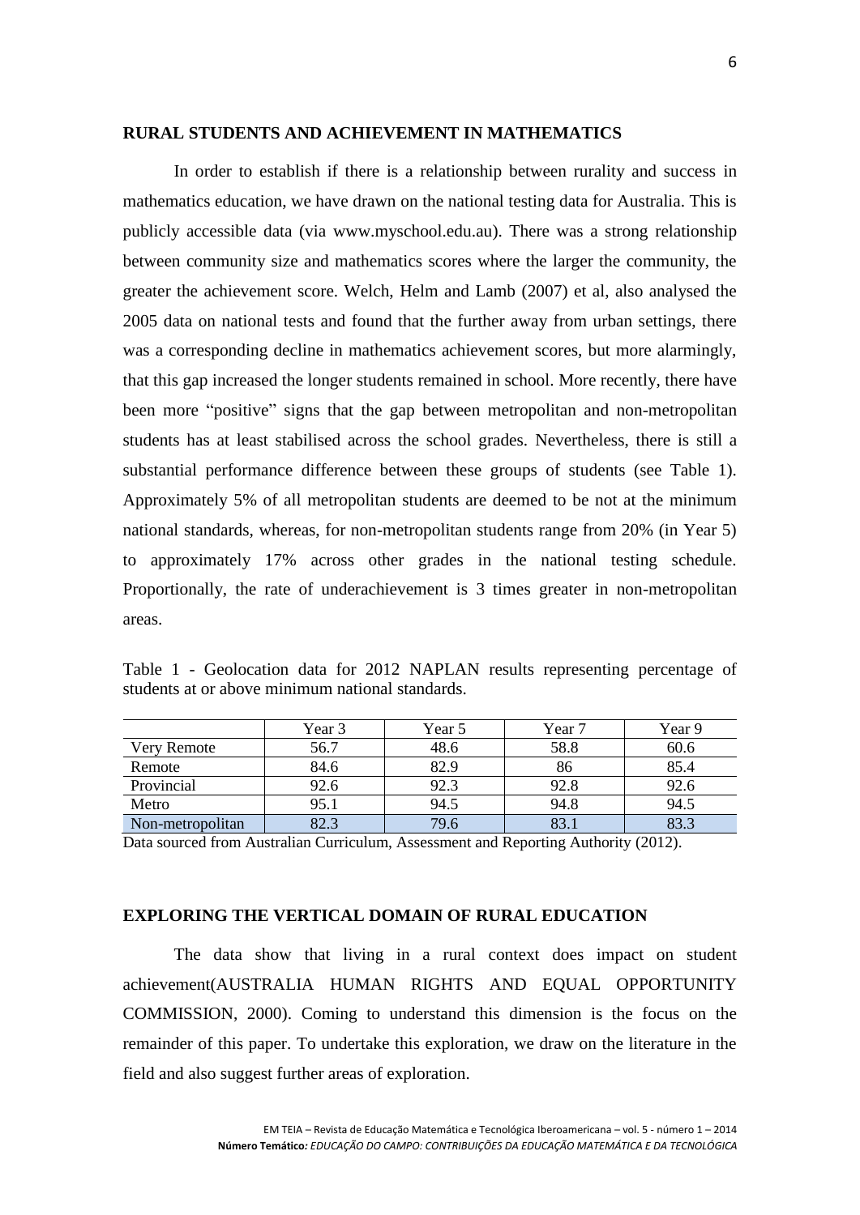## RURAL STUDENTS AND ACHIEVEMENT IN MATHEMATICS

In order to establish if there is a relationship between rurality and success in mathematics education, we have drawn on the national testing data for Australia. This is publicly accessible data (via www.myschool.edu.au). There was a strong relationship between community size and mathematics scores where the larger the community, the greater the achievement score. Welch, Helm and Lamb (2007) et al, also analysed the 2005 data on national tests and found that the further away from urban settings, there was a corresponding decline in mathematics achievement scores, but more alarmingly, that this gap increased the longer students remained in school. More recently, there have been more "positive" signs that the gap between metropolitan and non-metropolitan students has at least stabilised across the school grades. Nevertheless, there is still a substantial performance difference between these groups of students (see Table 1). Approximately 5% of all metropolitan students are deemed to be not at the minimum national standards, whereas, for non-metropolitan students range from 20% (in Year 5) to approximately 17% across other grades in the national testing schedule. Proportionally, the rate of underachievement is 3 times greater in non-metropolitan areas.

Table 1 - Geolocation data for 2012 NAPLAN results representing percentage of students at or above minimum national standards.

| | Year 3 | Year 5 | Year 7 | Year 9 |
|---|---|---|---|---|
| Very Remote | 56.7 | 48.6 | 58.8 | 60.6 |
| Remote | 84.6 | 82.9 | 86 | 85.4 |
| Provincial | 92.6 | 92.3 | 92.8 | 92.6 |
| Metro | 95.1 | 94.5 | 94.8 | 94.5 |
| Non-metropolitan | 82.3 | 79.6 | 83.1 | 83.3 |

Data sourced from Australian Curriculum, Assessment and Reporting Authority (2012).

## EXPLORING THE VERTICAL DOMAIN OF RURAL EDUCATION

The data show that living in a rural context does impact on student achievement(AUSTRALIA HUMAN RIGHTS AND EQUAL OPPORTUNITY COMMISSION, 2000). Coming to understand this dimension is the focus on the remainder of this paper. To undertake this exploration, we draw on the literature in the field and also suggest further areas of exploration.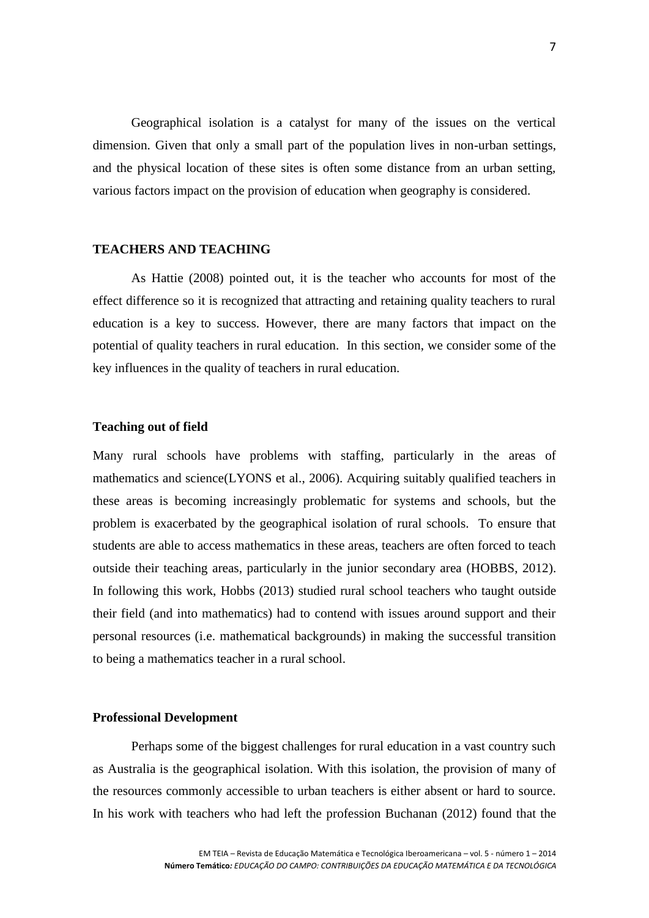Geographical isolation is a catalyst for many of the issues on the vertical dimension. Given that only a small part of the population lives in non-urban settings, and the physical location of these sites is often some distance from an urban setting, various factors impact on the provision of education when geography is considered.

## TEACHERS AND TEACHING

As Hattie (2008) pointed out, it is the teacher who accounts for most of the effect difference so it is recognized that attracting and retaining quality teachers to rural education is a key to success. However, there are many factors that impact on the potential of quality teachers in rural education. In this section, we consider some of the key influences in the quality of teachers in rural education.

### Teaching out of field

Many rural schools have problems with staffing, particularly in the areas of mathematics and science(LYONS et al., 2006). Acquiring suitably qualified teachers in these areas is becoming increasingly problematic for systems and schools, but the problem is exacerbated by the geographical isolation of rural schools. To ensure that students are able to access mathematics in these areas, teachers are often forced to teach outside their teaching areas, particularly in the junior secondary area (HOBBS, 2012). In following this work, Hobbs (2013) studied rural school teachers who taught outside their field (and into mathematics) had to contend with issues around support and their personal resources (i.e. mathematical backgrounds) in making the successful transition to being a mathematics teacher in a rural school.

### Professional Development

Perhaps some of the biggest challenges for rural education in a vast country such as Australia is the geographical isolation. With this isolation, the provision of many of the resources commonly accessible to urban teachers is either absent or hard to source. In his work with teachers who had left the profession Buchanan (2012) found that the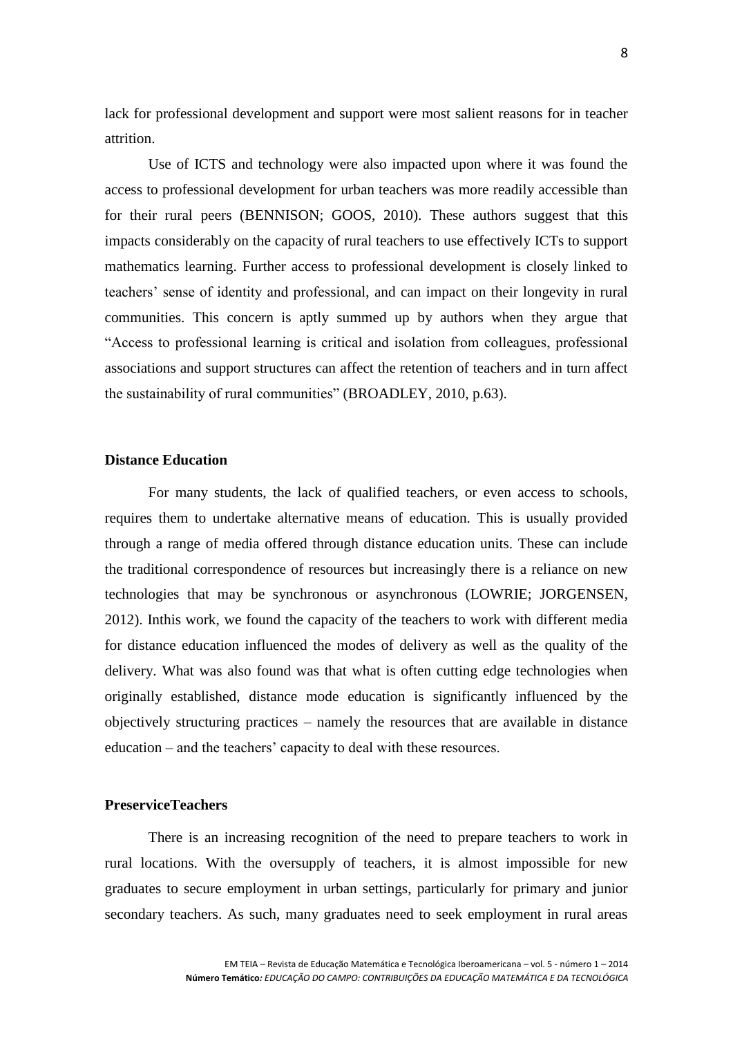lack for professional development and support were most salient reasons for in teacher attrition.

Use of ICTS and technology were also impacted upon where it was found the access to professional development for urban teachers was more readily accessible than for their rural peers (BENNISON; GOOS, 2010). These authors suggest that this impacts considerably on the capacity of rural teachers to use effectively ICTs to support mathematics learning. Further access to professional development is closely linked to teachers' sense of identity and professional, and can impact on their longevity in rural communities. This concern is aptly summed up by authors when they argue that "Access to professional learning is critical and isolation from colleagues, professional associations and support structures can affect the retention of teachers and in turn affect the sustainability of rural communities" (BROADLEY, 2010, p.63).

**Distance Education**

For many students, the lack of qualified teachers, or even access to schools, requires them to undertake alternative means of education. This is usually provided through a range of media offered through distance education units. These can include the traditional correspondence of resources but increasingly there is a reliance on new technologies that may be synchronous or asynchronous (LOWRIE; JORGENSEN, 2012). Inthis work, we found the capacity of the teachers to work with different media for distance education influenced the modes of delivery as well as the quality of the delivery. What was also found was that what is often cutting edge technologies when originally established, distance mode education is significantly influenced by the objectively structuring practices – namely the resources that are available in distance education – and the teachers' capacity to deal with these resources.

**PreserviceTeachers**

There is an increasing recognition of the need to prepare teachers to work in rural locations. With the oversupply of teachers, it is almost impossible for new graduates to secure employment in urban settings, particularly for primary and junior secondary teachers. As such, many graduates need to seek employment in rural areas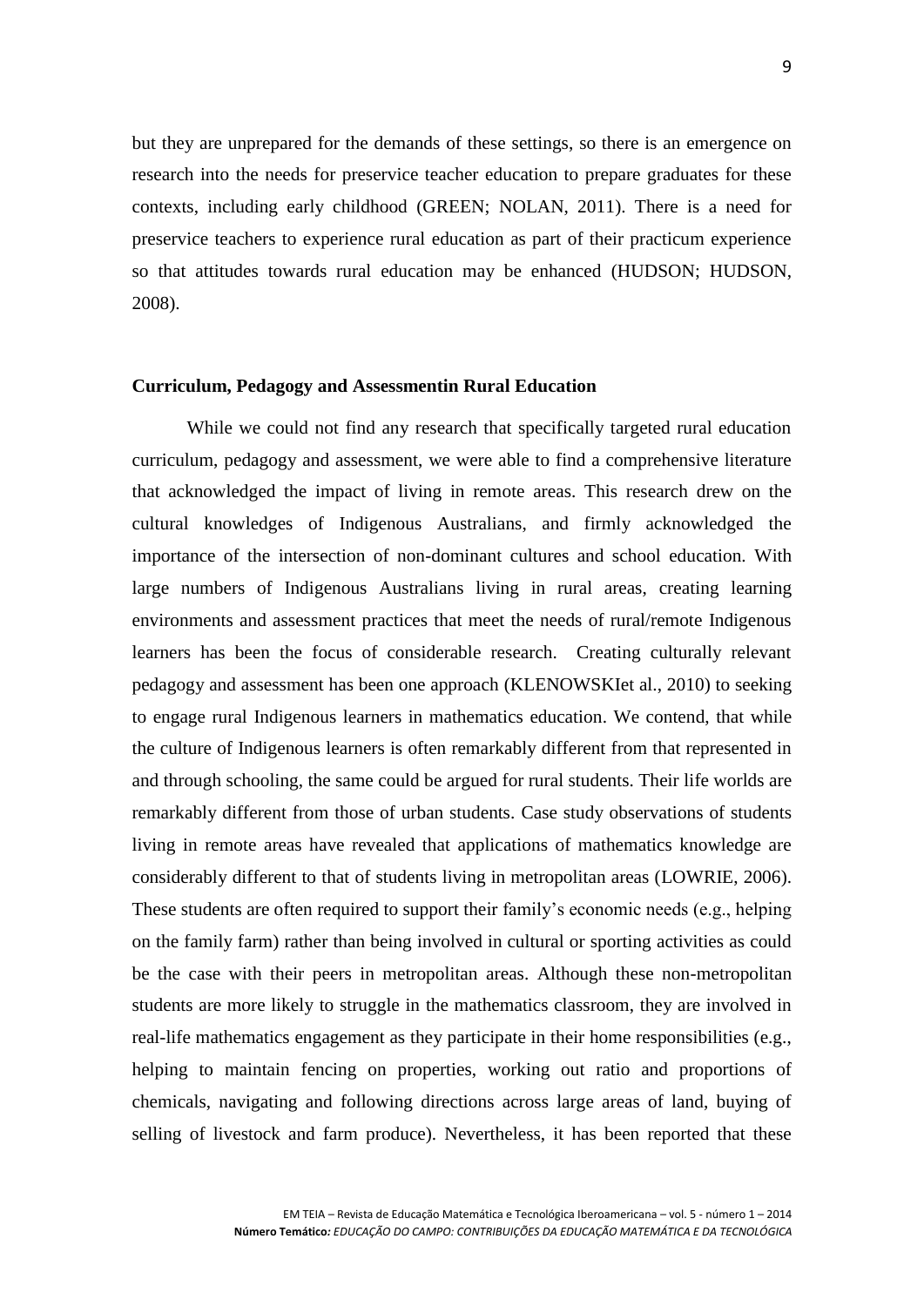but they are unprepared for the demands of these settings, so there is an emergence on research into the needs for preservice teacher education to prepare graduates for these contexts, including early childhood (GREEN; NOLAN, 2011). There is a need for preservice teachers to experience rural education as part of their practicum experience so that attitudes towards rural education may be enhanced (HUDSON; HUDSON, 2008).

**Curriculum, Pedagogy and Assessmentin Rural Education**

While we could not find any research that specifically targeted rural education curriculum, pedagogy and assessment, we were able to find a comprehensive literature that acknowledged the impact of living in remote areas. This research drew on the cultural knowledges of Indigenous Australians, and firmly acknowledged the importance of the intersection of non-dominant cultures and school education. With large numbers of Indigenous Australians living in rural areas, creating learning environments and assessment practices that meet the needs of rural/remote Indigenous learners has been the focus of considerable research. Creating culturally relevant pedagogy and assessment has been one approach (KLENOWSKIet al., 2010) to seeking to engage rural Indigenous learners in mathematics education. We contend, that while the culture of Indigenous learners is often remarkably different from that represented in and through schooling, the same could be argued for rural students. Their life worlds are remarkably different from those of urban students. Case study observations of students living in remote areas have revealed that applications of mathematics knowledge are considerably different to that of students living in metropolitan areas (LOWRIE, 2006). These students are often required to support their family's economic needs (e.g., helping on the family farm) rather than being involved in cultural or sporting activities as could be the case with their peers in metropolitan areas. Although these non-metropolitan students are more likely to struggle in the mathematics classroom, they are involved in real-life mathematics engagement as they participate in their home responsibilities (e.g., helping to maintain fencing on properties, working out ratio and proportions of chemicals, navigating and following directions across large areas of land, buying of selling of livestock and farm produce). Nevertheless, it has been reported that these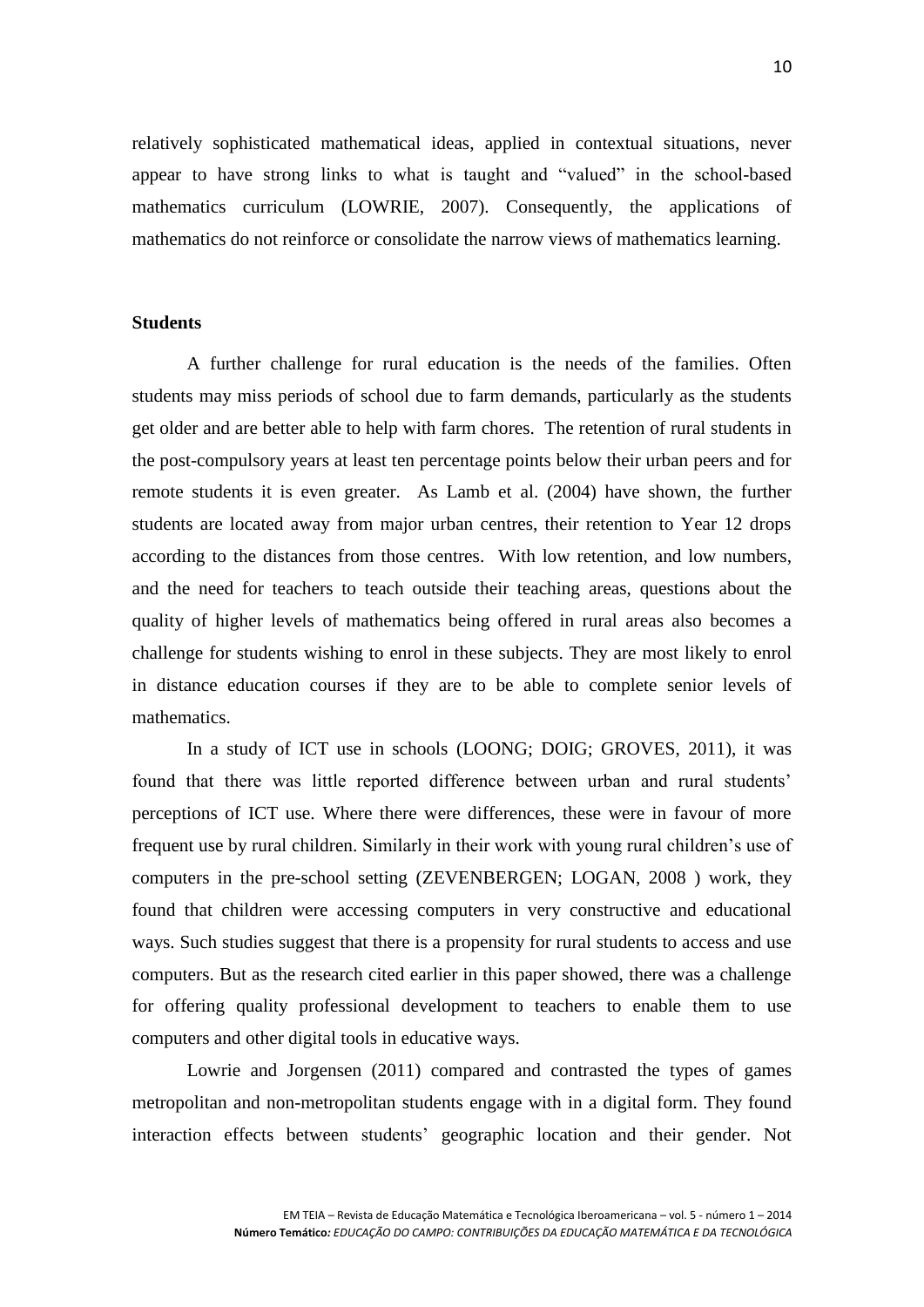relatively sophisticated mathematical ideas, applied in contextual situations, never appear to have strong links to what is taught and "valued" in the school-based mathematics curriculum (LOWRIE, 2007). Consequently, the applications of mathematics do not reinforce or consolidate the narrow views of mathematics learning.

**Students**

A further challenge for rural education is the needs of the families. Often students may miss periods of school due to farm demands, particularly as the students get older and are better able to help with farm chores. The retention of rural students in the post-compulsory years at least ten percentage points below their urban peers and for remote students it is even greater. As Lamb et al. (2004) have shown, the further students are located away from major urban centres, their retention to Year 12 drops according to the distances from those centres. With low retention, and low numbers, and the need for teachers to teach outside their teaching areas, questions about the quality of higher levels of mathematics being offered in rural areas also becomes a challenge for students wishing to enrol in these subjects. They are most likely to enrol in distance education courses if they are to be able to complete senior levels of mathematics.

In a study of ICT use in schools (LOONG; DOIG; GROVES, 2011), it was found that there was little reported difference between urban and rural students' perceptions of ICT use. Where there were differences, these were in favour of more frequent use by rural children. Similarly in their work with young rural children's use of computers in the pre-school setting (ZEVENBERGEN; LOGAN, 2008 ) work, they found that children were accessing computers in very constructive and educational ways. Such studies suggest that there is a propensity for rural students to access and use computers. But as the research cited earlier in this paper showed, there was a challenge for offering quality professional development to teachers to enable them to use computers and other digital tools in educative ways.

Lowrie and Jorgensen (2011) compared and contrasted the types of games metropolitan and non-metropolitan students engage with in a digital form. They found interaction effects between students' geographic location and their gender. Not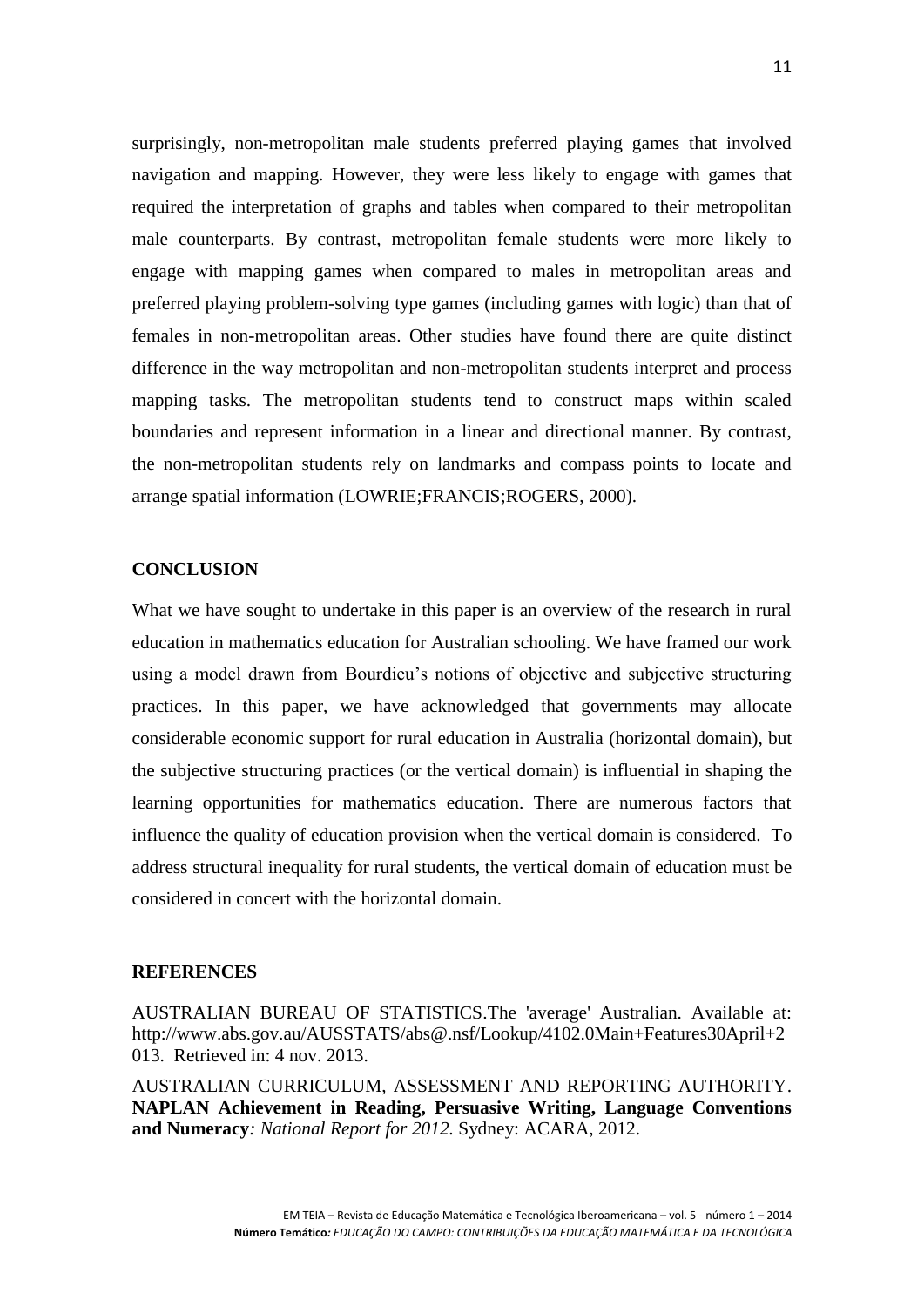surprisingly, non-metropolitan male students preferred playing games that involved navigation and mapping. However, they were less likely to engage with games that required the interpretation of graphs and tables when compared to their metropolitan male counterparts. By contrast, metropolitan female students were more likely to engage with mapping games when compared to males in metropolitan areas and preferred playing problem-solving type games (including games with logic) than that of females in non-metropolitan areas. Other studies have found there are quite distinct difference in the way metropolitan and non-metropolitan students interpret and process mapping tasks. The metropolitan students tend to construct maps within scaled boundaries and represent information in a linear and directional manner. By contrast, the non-metropolitan students rely on landmarks and compass points to locate and arrange spatial information (LOWRIE;FRANCIS;ROGERS, 2000).

## CONCLUSION

What we have sought to undertake in this paper is an overview of the research in rural education in mathematics education for Australian schooling. We have framed our work using a model drawn from Bourdieu's notions of objective and subjective structuring practices. In this paper, we have acknowledged that governments may allocate considerable economic support for rural education in Australia (horizontal domain), but the subjective structuring practices (or the vertical domain) is influential in shaping the learning opportunities for mathematics education. There are numerous factors that influence the quality of education provision when the vertical domain is considered. To address structural inequality for rural students, the vertical domain of education must be considered in concert with the horizontal domain.

## REFERENCES

AUSTRALIAN BUREAU OF STATISTICS.The 'average' Australian. Available at: http://www.abs.gov.au/AUSSTATS/abs@.nsf/Lookup/4102.0Main+Features30April+2013. Retrieved in: 4 nov. 2013.

AUSTRALIAN CURRICULUM, ASSESSMENT AND REPORTING AUTHORITY. **NAPLAN Achievement in Reading, Persuasive Writing, Language Conventions and Numeracy***: National Report for 2012.* Sydney: ACARA, 2012.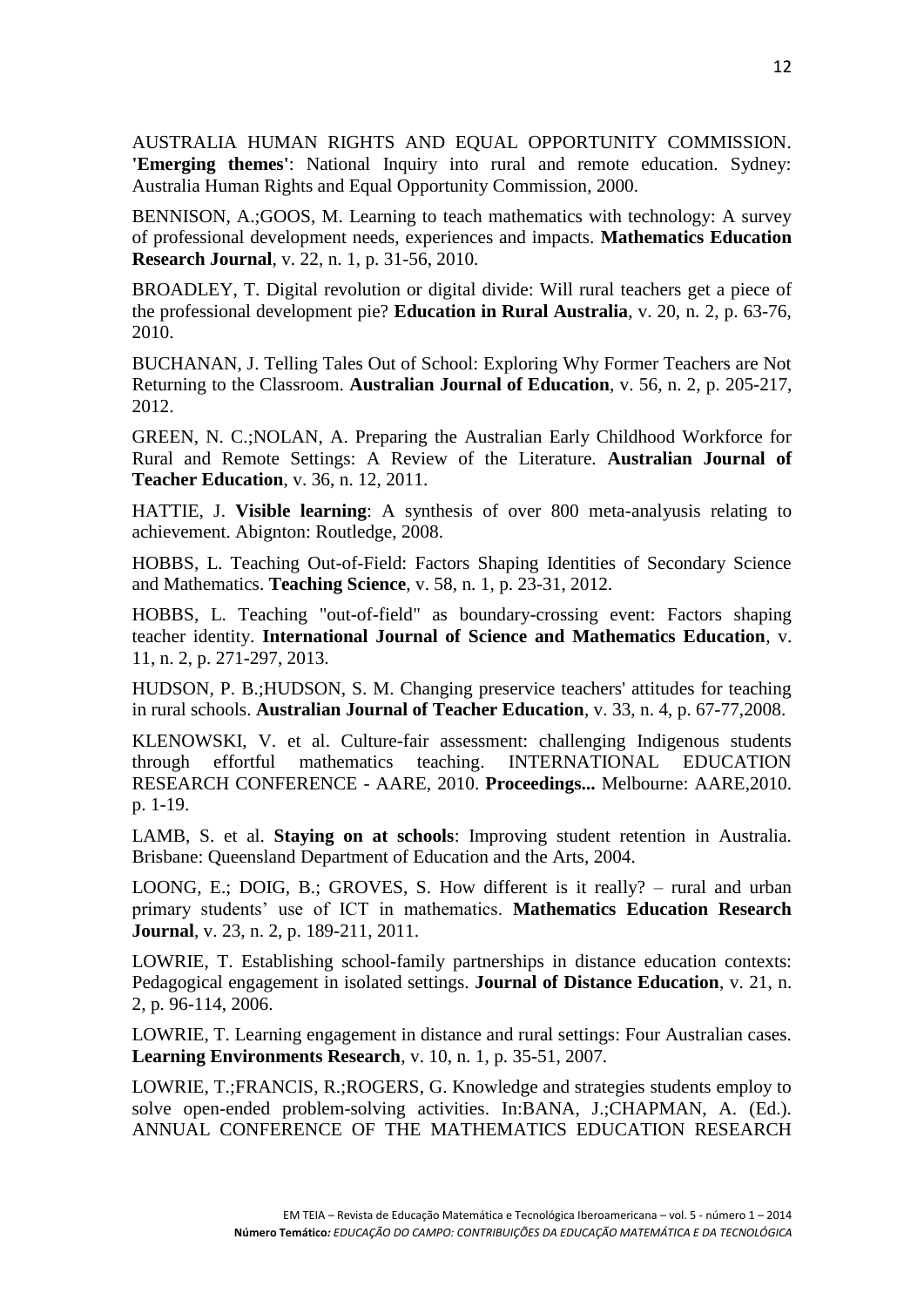AUSTRALIA HUMAN RIGHTS AND EQUAL OPPORTUNITY COMMISSION. **'Emerging themes'**: National Inquiry into rural and remote education. Sydney: Australia Human Rights and Equal Opportunity Commission, 2000.

BENNISON, A.;GOOS, M. Learning to teach mathematics with technology: A survey of professional development needs, experiences and impacts. **Mathematics Education Research Journal**, v. 22, n. 1, p. 31-56, 2010.

BROADLEY, T. Digital revolution or digital divide: Will rural teachers get a piece of the professional development pie? **Education in Rural Australia**, v. 20, n. 2, p. 63-76, 2010.

BUCHANAN, J. Telling Tales Out of School: Exploring Why Former Teachers are Not Returning to the Classroom. **Australian Journal of Education**, v. 56, n. 2, p. 205-217, 2012.

GREEN, N. C.;NOLAN, A. Preparing the Australian Early Childhood Workforce for Rural and Remote Settings: A Review of the Literature. **Australian Journal of Teacher Education**, v. 36, n. 12, 2011.

HATTIE, J. **Visible learning**: A synthesis of over 800 meta-analyusis relating to achievement. Abignton: Routledge, 2008.

HOBBS, L. Teaching Out-of-Field: Factors Shaping Identities of Secondary Science and Mathematics. **Teaching Science**, v. 58, n. 1, p. 23-31, 2012.

HOBBS, L. Teaching "out-of-field" as boundary-crossing event: Factors shaping teacher identity. **International Journal of Science and Mathematics Education**, v. 11, n. 2, p. 271-297, 2013.

HUDSON, P. B.;HUDSON, S. M. Changing preservice teachers' attitudes for teaching in rural schools. **Australian Journal of Teacher Education**, v. 33, n. 4, p. 67-77,2008.

KLENOWSKI, V. et al. Culture-fair assessment: challenging Indigenous students through effortful mathematics teaching. INTERNATIONAL EDUCATION RESEARCH CONFERENCE - AARE, 2010. **Proceedings...** Melbourne: AARE,2010. p. 1-19.

LAMB, S. et al. **Staying on at schools**: Improving student retention in Australia. Brisbane: Queensland Department of Education and the Arts, 2004.

LOONG, E.; DOIG, B.; GROVES, S. How different is it really? – rural and urban primary students' use of ICT in mathematics. **Mathematics Education Research Journal**, v. 23, n. 2, p. 189-211, 2011.

LOWRIE, T. Establishing school-family partnerships in distance education contexts: Pedagogical engagement in isolated settings. **Journal of Distance Education**, v. 21, n. 2, p. 96-114, 2006.

LOWRIE, T. Learning engagement in distance and rural settings: Four Australian cases. **Learning Environments Research**, v. 10, n. 1, p. 35-51, 2007.

LOWRIE, T.;FRANCIS, R.;ROGERS, G. Knowledge and strategies students employ to solve open-ended problem-solving activities. In:BANA, J.;CHAPMAN, A. (Ed.). ANNUAL CONFERENCE OF THE MATHEMATICS EDUCATION RESEARCH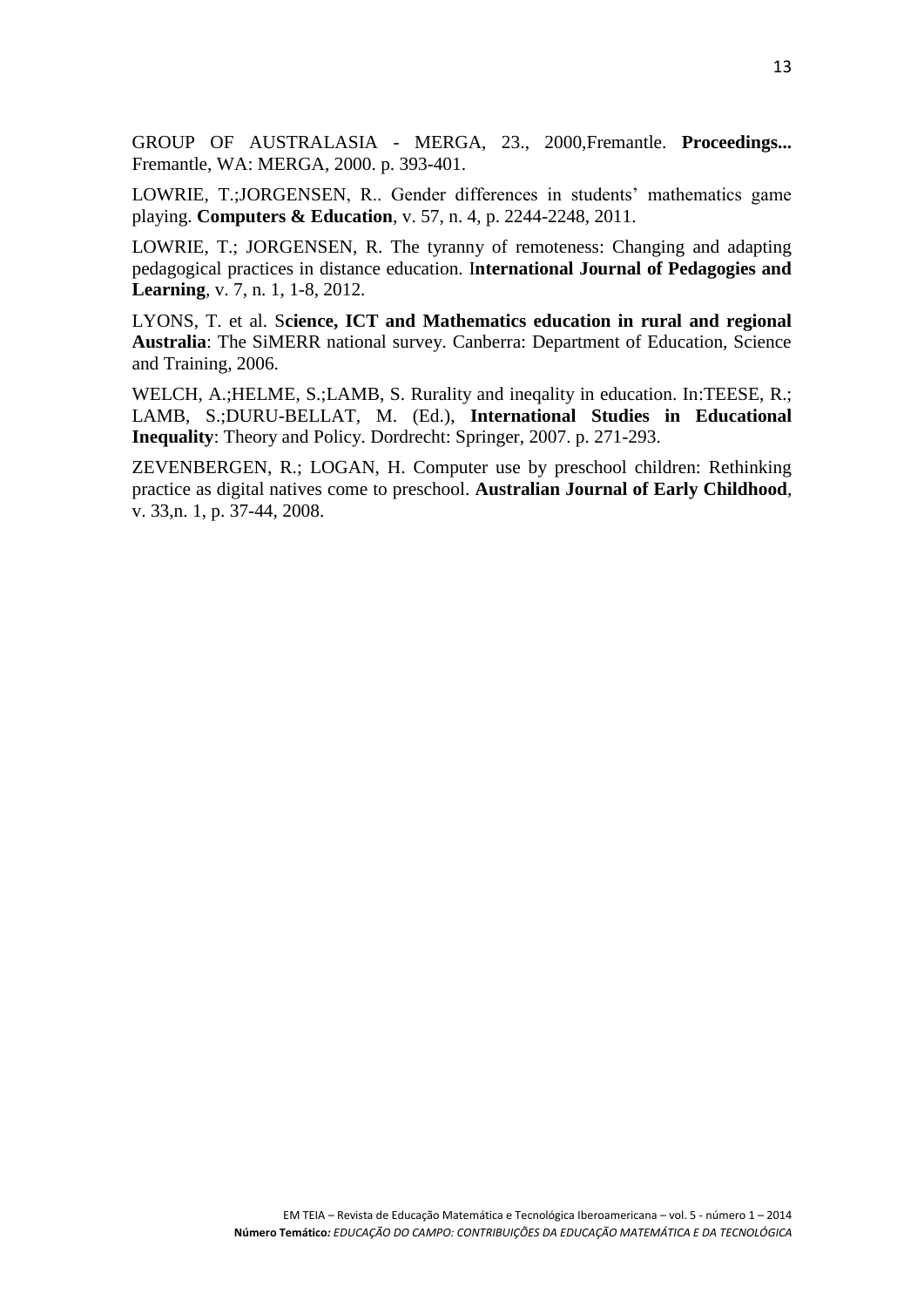GROUP OF AUSTRALASIA - MERGA, 23., 2000,Fremantle. **Proceedings...** Fremantle, WA: MERGA, 2000. p. 393-401.

LOWRIE, T.;JORGENSEN, R.. Gender differences in students' mathematics game playing. **Computers & Education**, v. 57, n. 4, p. 2244-2248, 2011.

LOWRIE, T.; JORGENSEN, R. The tyranny of remoteness: Changing and adapting pedagogical practices in distance education. I**nternational Journal of Pedagogies and Learning**, v. 7, n. 1, 1-8, 2012.

LYONS, T. et al. S**cience, ICT and Mathematics education in rural and regional Australia**: The SiMERR national survey. Canberra: Department of Education, Science and Training, 2006.

WELCH, A.;HELME, S.;LAMB, S. Rurality and ineqality in education. In:TEESE, R.; LAMB, S.;DURU-BELLAT, M. (Ed.), **International Studies in Educational Inequality**: Theory and Policy. Dordrecht: Springer, 2007. p. 271-293.

ZEVENBERGEN, R.; LOGAN, H. Computer use by preschool children: Rethinking practice as digital natives come to preschool. **Australian Journal of Early Childhood**, v. 33,n. 1, p. 37-44, 2008.